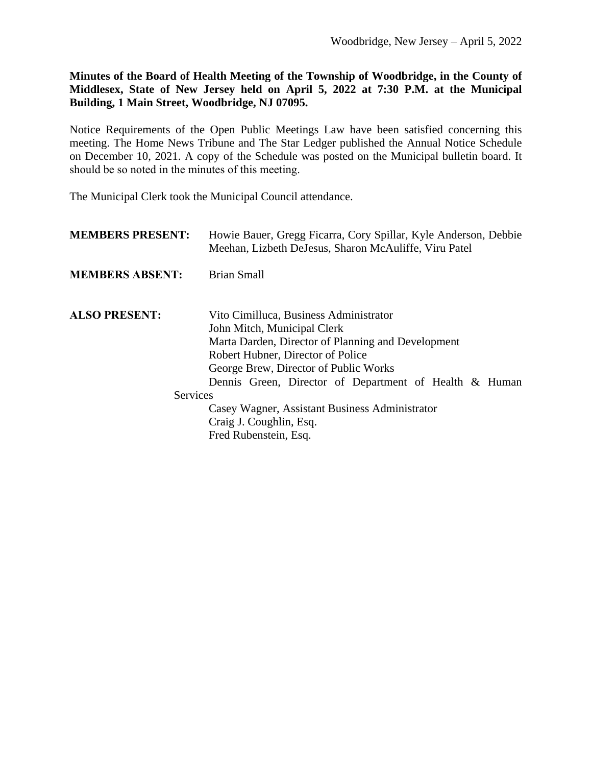Woodbridge, New Jersey – April 5, 2022

**Minutes of the Board of Health Meeting of the Township of Woodbridge, in the County of Middlesex, State of New Jersey held on April 5, 2022 at 7:30 P.M. at the Municipal Building, 1 Main Street, Woodbridge, NJ 07095.**

Notice Requirements of the Open Public Meetings Law have been satisfied concerning this meeting. The Home News Tribune and The Star Ledger published the Annual Notice Schedule on December 10, 2021. A copy of the Schedule was posted on the Municipal bulletin board. It should be so noted in the minutes of this meeting.

The Municipal Clerk took the Municipal Council attendance.

**MEMBERS PRESENT:** Howie Bauer, Gregg Ficarra, Cory Spillar, Kyle Anderson, Debbie Meehan, Lizbeth DeJesus, Sharon McAuliffe, Viru Patel

**MEMBERS ABSENT:** Brian Small

**ALSO PRESENT:**
Vito Cimilluca, Business Administrator
John Mitch, Municipal Clerk
Marta Darden, Director of Planning and Development
Robert Hubner, Director of Police
George Brew, Director of Public Works
Dennis Green, Director of Department of Health & Human Services
Casey Wagner, Assistant Business Administrator
Craig J. Coughlin, Esq.
Fred Rubenstein, Esq.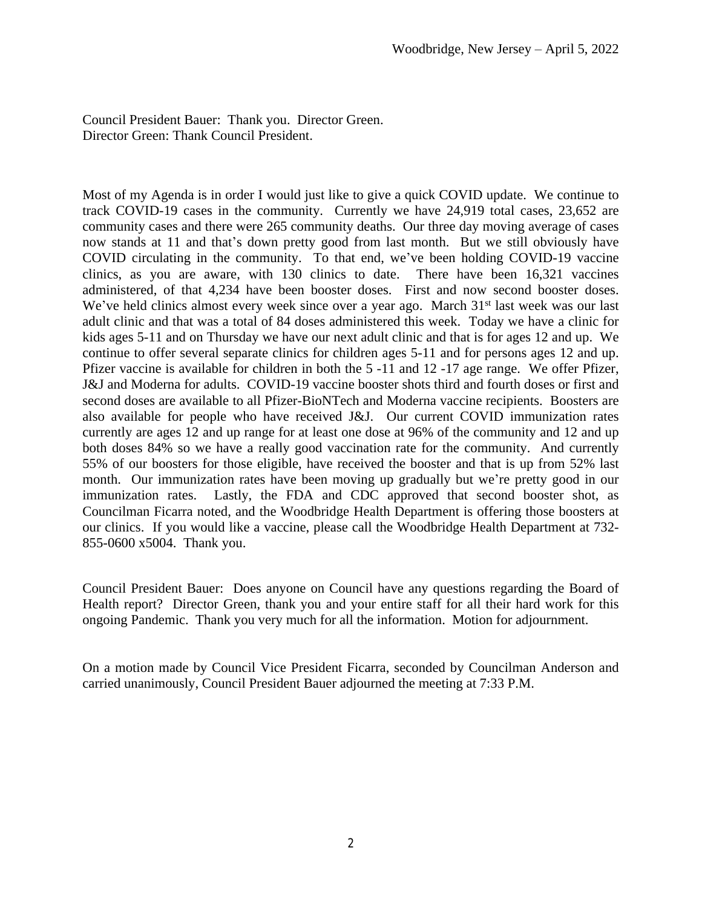Woodbridge, New Jersey – April 5, 2022

Council President Bauer: Thank you. Director Green.
Director Green: Thank Council President.

Most of my Agenda is in order I would just like to give a quick COVID update. We continue to track COVID-19 cases in the community. Currently we have 24,919 total cases, 23,652 are community cases and there were 265 community deaths. Our three day moving average of cases now stands at 11 and that's down pretty good from last month. But we still obviously have COVID circulating in the community. To that end, we've been holding COVID-19 vaccine clinics, as you are aware, with 130 clinics to date. There have been 16,321 vaccines administered, of that 4,234 have been booster doses. First and now second booster doses. We've held clinics almost every week since over a year ago. March 31st last week was our last adult clinic and that was a total of 84 doses administered this week. Today we have a clinic for kids ages 5-11 and on Thursday we have our next adult clinic and that is for ages 12 and up. We continue to offer several separate clinics for children ages 5-11 and for persons ages 12 and up. Pfizer vaccine is available for children in both the 5 -11 and 12 -17 age range. We offer Pfizer, J&J and Moderna for adults. COVID-19 vaccine booster shots third and fourth doses or first and second doses are available to all Pfizer-BioNTech and Moderna vaccine recipients. Boosters are also available for people who have received J&J. Our current COVID immunization rates currently are ages 12 and up range for at least one dose at 96% of the community and 12 and up both doses 84% so we have a really good vaccination rate for the community. And currently 55% of our boosters for those eligible, have received the booster and that is up from 52% last month. Our immunization rates have been moving up gradually but we're pretty good in our immunization rates. Lastly, the FDA and CDC approved that second booster shot, as Councilman Ficarra noted, and the Woodbridge Health Department is offering those boosters at our clinics. If you would like a vaccine, please call the Woodbridge Health Department at 732-855-0600 x5004. Thank you.

Council President Bauer: Does anyone on Council have any questions regarding the Board of Health report? Director Green, thank you and your entire staff for all their hard work for this ongoing Pandemic. Thank you very much for all the information. Motion for adjournment.

On a motion made by Council Vice President Ficarra, seconded by Councilman Anderson and carried unanimously, Council President Bauer adjourned the meeting at 7:33 P.M.